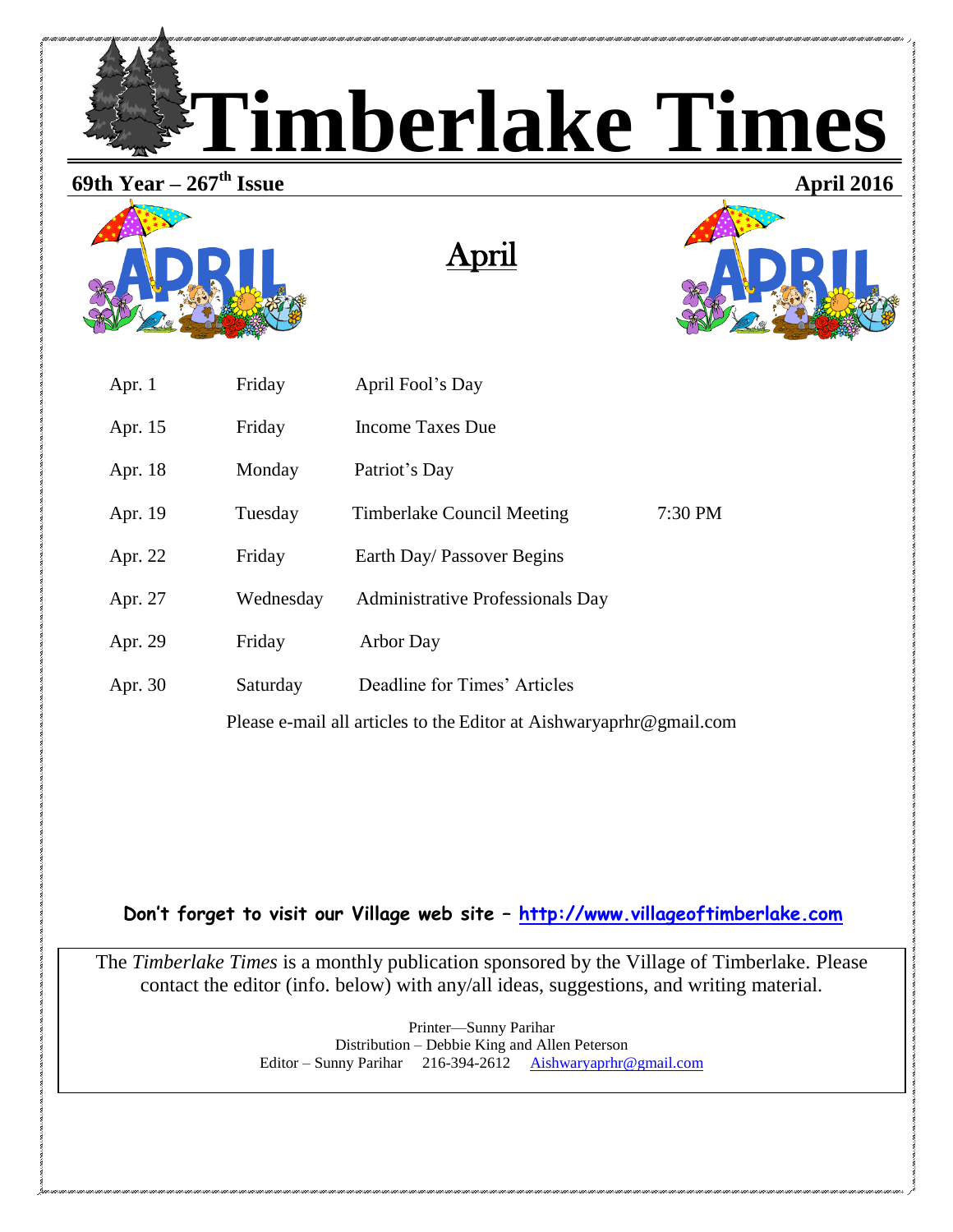# Timberlake Times

**69th Year – 267th Issue** **April 2016**

## April

| | | | |
|---|---|---|---|
| Apr. 1 | Friday | April Fool's Day | |
| Apr. 15 | Friday | Income Taxes Due | |
| Apr. 18 | Monday | Patriot's Day | |
| Apr. 19 | Tuesday | Timberlake Council Meeting | 7:30 PM |
| Apr. 22 | Friday | Earth Day/ Passover Begins | |
| Apr. 27 | Wednesday | Administrative Professionals Day | |
| Apr. 29 | Friday | Arbor Day | |
| Apr. 30 | Saturday | Deadline for Times' Articles | |

Please e-mail all articles to the Editor at Aishwaryaprhr@gmail.com

**Don't forget to visit our Village web site – [http://www.villageoftimberlake.com](http://www.villageoftimberlake.com)**

The *Timberlake Times* is a monthly publication sponsored by the Village of Timberlake. Please contact the editor (info. below) with any/all ideas, suggestions, and writing material.

Printer—Sunny Parihar
Distribution – Debbie King and Allen Peterson
Editor – Sunny Parihar 216-394-2612 Aishwaryaprhr@gmail.com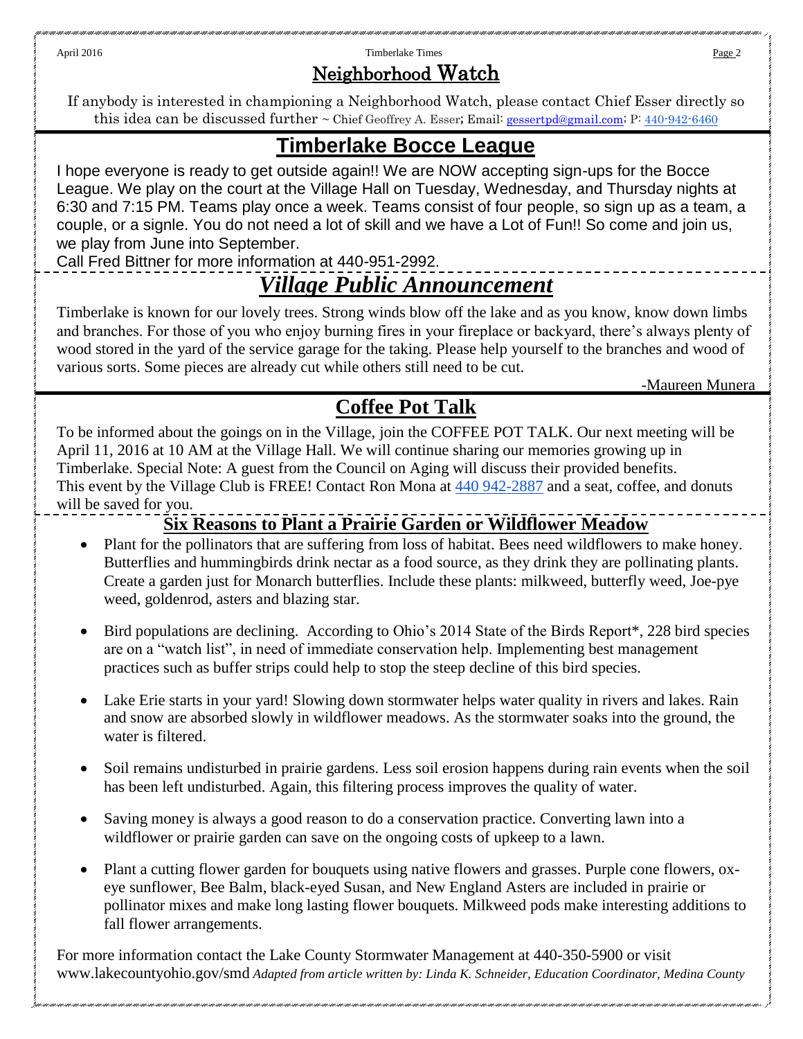## Neighborhood Watch

If anybody is interested in championing a Neighborhood Watch, please contact Chief Esser directly so this idea can be discussed further ~ Chief Geoffrey A. Esser; Email: gessertpd@gmail.com; P: 440-942-6460

## Timberlake Bocce League

I hope everyone is ready to get outside again!! We are NOW accepting sign-ups for the Bocce League. We play on the court at the Village Hall on Tuesday, Wednesday, and Thursday nights at 6:30 and 7:15 PM. Teams play once a week. Teams consist of four people, so sign up as a team, a couple, or a signle. You do not need a lot of skill and we have a Lot of Fun!! So come and join us, we play from June into September.

Call Fred Bittner for more information at 440-951-2992.

## *Village Public Announcement*

Timberlake is known for our lovely trees. Strong winds blow off the lake and as you know, know down limbs and branches. For those of you who enjoy burning fires in your fireplace or backyard, there's always plenty of wood stored in the yard of the service garage for the taking. Please help yourself to the branches and wood of various sorts. Some pieces are already cut while others still need to be cut.

-Maureen Munera

## Coffee Pot Talk

To be informed about the goings on in the Village, join the COFFEE POT TALK. Our next meeting will be April 11, 2016 at 10 AM at the Village Hall. We will continue sharing our memories growing up in Timberlake. Special Note: A guest from the Council on Aging will discuss their provided benefits. This event by the Village Club is FREE! Contact Ron Mona at 440 942-2887 and a seat, coffee, and donuts will be saved for you.

### Six Reasons to Plant a Prairie Garden or Wildflower Meadow

- Plant for the pollinators that are suffering from loss of habitat. Bees need wildflowers to make honey. Butterflies and hummingbirds drink nectar as a food source, as they drink they are pollinating plants. Create a garden just for Monarch butterflies. Include these plants: milkweed, butterfly weed, Joe-pye weed, goldenrod, asters and blazing star.
- Bird populations are declining. According to Ohio's 2014 State of the Birds Report*, 228 bird species are on a "watch list", in need of immediate conservation help. Implementing best management practices such as buffer strips could help to stop the steep decline of this bird species.
- Lake Erie starts in your yard! Slowing down stormwater helps water quality in rivers and lakes. Rain and snow are absorbed slowly in wildflower meadows. As the stormwater soaks into the ground, the water is filtered.
- Soil remains undisturbed in prairie gardens. Less soil erosion happens during rain events when the soil has been left undisturbed. Again, this filtering process improves the quality of water.
- Saving money is always a good reason to do a conservation practice. Converting lawn into a wildflower or prairie garden can save on the ongoing costs of upkeep to a lawn.
- Plant a cutting flower garden for bouquets using native flowers and grasses. Purple cone flowers, ox-eye sunflower, Bee Balm, black-eyed Susan, and New England Asters are included in prairie or pollinator mixes and make long lasting flower bouquets. Milkweed pods make interesting additions to fall flower arrangements.

For more information contact the Lake County Stormwater Management at 440-350-5900 or visit www.lakecountyohio.gov/smd *Adapted from article written by: Linda K. Schneider, Education Coordinator, Medina County*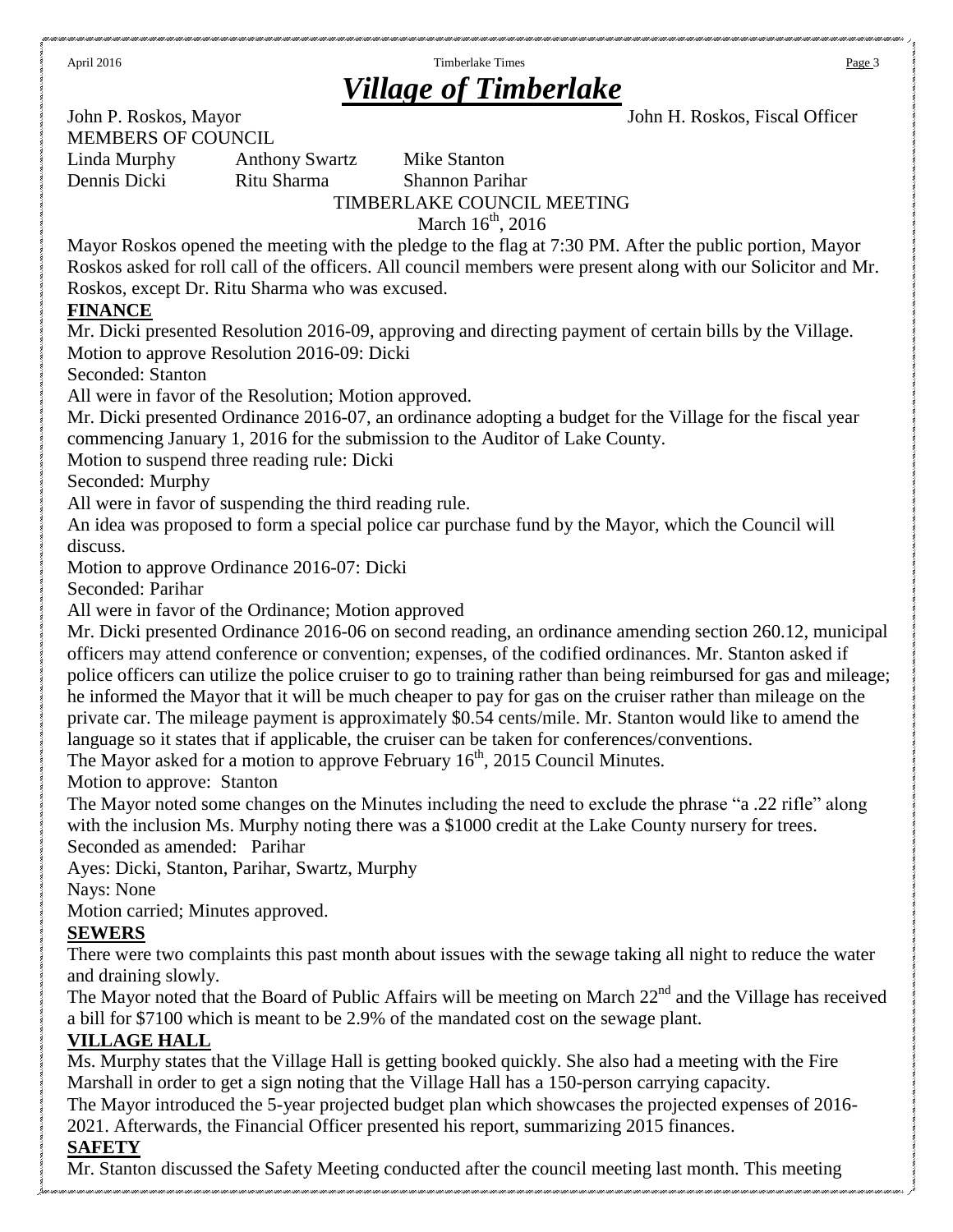# *Village of Timberlake*

John P. Roskos, Mayor John H. Roskos, Fiscal Officer

MEMBERS OF COUNCIL

Linda Murphy Anthony Swartz Mike Stanton
Dennis Dicki Ritu Sharma Shannon Parihar

TIMBERLAKE COUNCIL MEETING
March 16th, 2016

Mayor Roskos opened the meeting with the pledge to the flag at 7:30 PM. After the public portion, Mayor Roskos asked for roll call of the officers. All council members were present along with our Solicitor and Mr. Roskos, except Dr. Ritu Sharma who was excused.

**FINANCE**

Mr. Dicki presented Resolution 2016-09, approving and directing payment of certain bills by the Village.
Motion to approve Resolution 2016-09: Dicki
Seconded: Stanton
All were in favor of the Resolution; Motion approved.
Mr. Dicki presented Ordinance 2016-07, an ordinance adopting a budget for the Village for the fiscal year commencing January 1, 2016 for the submission to the Auditor of Lake County.
Motion to suspend three reading rule: Dicki
Seconded: Murphy
All were in favor of suspending the third reading rule.
An idea was proposed to form a special police car purchase fund by the Mayor, which the Council will discuss.
Motion to approve Ordinance 2016-07: Dicki
Seconded: Parihar
All were in favor of the Ordinance; Motion approved
Mr. Dicki presented Ordinance 2016-06 on second reading, an ordinance amending section 260.12, municipal officers may attend conference or convention; expenses, of the codified ordinances. Mr. Stanton asked if police officers can utilize the police cruiser to go to training rather than being reimbursed for gas and mileage; he informed the Mayor that it will be much cheaper to pay for gas on the cruiser rather than mileage on the private car. The mileage payment is approximately $0.54 cents/mile. Mr. Stanton would like to amend the language so it states that if applicable, the cruiser can be taken for conferences/conventions.
The Mayor asked for a motion to approve February 16th, 2015 Council Minutes.
Motion to approve: Stanton
The Mayor noted some changes on the Minutes including the need to exclude the phrase "a .22 rifle" along with the inclusion Ms. Murphy noting there was a $1000 credit at the Lake County nursery for trees.
Seconded as amended: Parihar
Ayes: Dicki, Stanton, Parihar, Swartz, Murphy
Nays: None
Motion carried; Minutes approved.

**SEWERS**

There were two complaints this past month about issues with the sewage taking all night to reduce the water and draining slowly.
The Mayor noted that the Board of Public Affairs will be meeting on March 22nd and the Village has received a bill for $7100 which is meant to be 2.9% of the mandated cost on the sewage plant.

**VILLAGE HALL**

Ms. Murphy states that the Village Hall is getting booked quickly. She also had a meeting with the Fire Marshall in order to get a sign noting that the Village Hall has a 150-person carrying capacity.
The Mayor introduced the 5-year projected budget plan which showcases the projected expenses of 2016-2021. Afterwards, the Financial Officer presented his report, summarizing 2015 finances.

**SAFETY**

Mr. Stanton discussed the Safety Meeting conducted after the council meeting last month. This meeting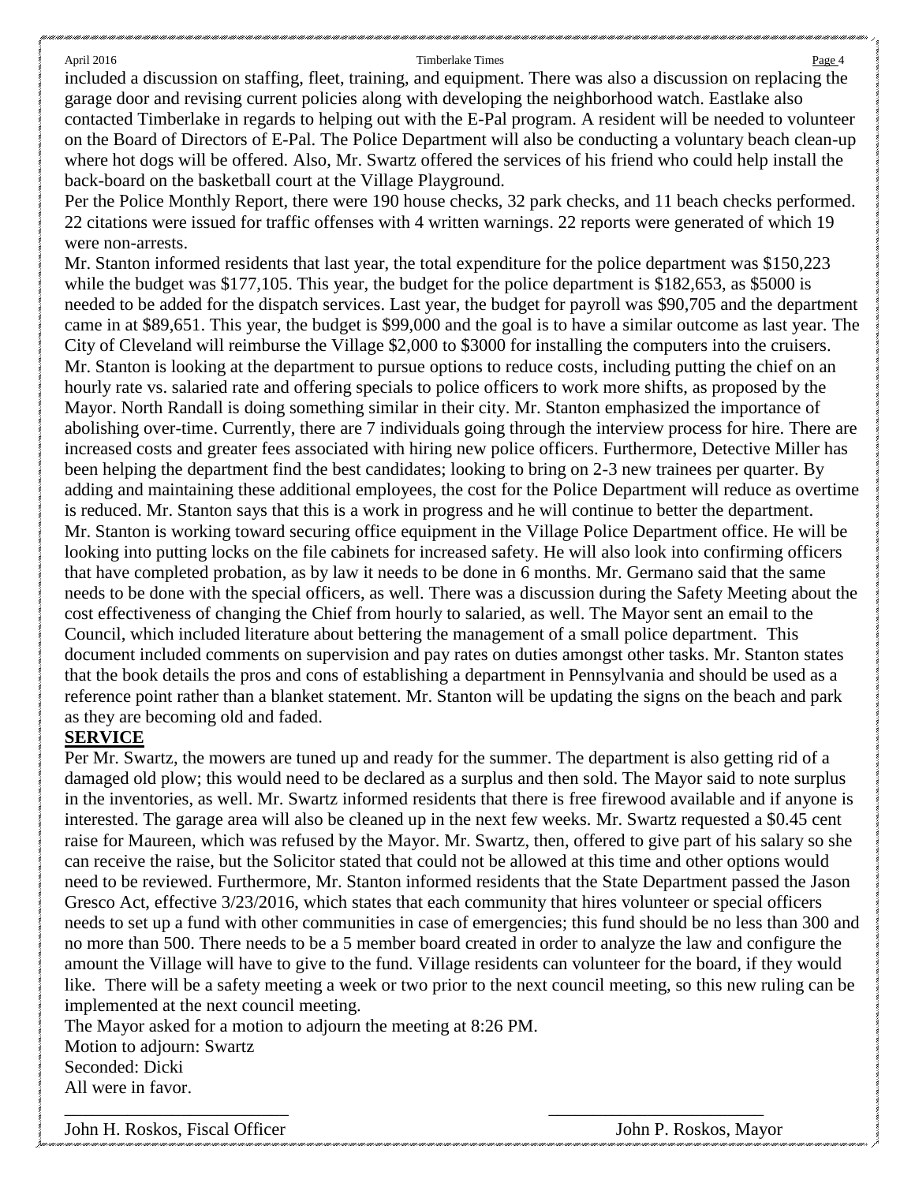included a discussion on staffing, fleet, training, and equipment. There was also a discussion on replacing the garage door and revising current policies along with developing the neighborhood watch. Eastlake also contacted Timberlake in regards to helping out with the E-Pal program. A resident will be needed to volunteer on the Board of Directors of E-Pal. The Police Department will also be conducting a voluntary beach clean-up where hot dogs will be offered. Also, Mr. Swartz offered the services of his friend who could help install the back-board on the basketball court at the Village Playground.

Per the Police Monthly Report, there were 190 house checks, 32 park checks, and 11 beach checks performed. 22 citations were issued for traffic offenses with 4 written warnings. 22 reports were generated of which 19 were non-arrests.

Mr. Stanton informed residents that last year, the total expenditure for the police department was $150,223 while the budget was $177,105. This year, the budget for the police department is $182,653, as $5000 is needed to be added for the dispatch services. Last year, the budget for payroll was $90,705 and the department came in at $89,651. This year, the budget is $99,000 and the goal is to have a similar outcome as last year. The City of Cleveland will reimburse the Village $2,000 to $3000 for installing the computers into the cruisers. Mr. Stanton is looking at the department to pursue options to reduce costs, including putting the chief on an hourly rate vs. salaried rate and offering specials to police officers to work more shifts, as proposed by the Mayor. North Randall is doing something similar in their city. Mr. Stanton emphasized the importance of abolishing over-time. Currently, there are 7 individuals going through the interview process for hire. There are increased costs and greater fees associated with hiring new police officers. Furthermore, Detective Miller has been helping the department find the best candidates; looking to bring on 2-3 new trainees per quarter. By adding and maintaining these additional employees, the cost for the Police Department will reduce as overtime is reduced. Mr. Stanton says that this is a work in progress and he will continue to better the department. Mr. Stanton is working toward securing office equipment in the Village Police Department office. He will be looking into putting locks on the file cabinets for increased safety. He will also look into confirming officers that have completed probation, as by law it needs to be done in 6 months. Mr. Germano said that the same needs to be done with the special officers, as well. There was a discussion during the Safety Meeting about the cost effectiveness of changing the Chief from hourly to salaried, as well. The Mayor sent an email to the Council, which included literature about bettering the management of a small police department. This document included comments on supervision and pay rates on duties amongst other tasks. Mr. Stanton states that the book details the pros and cons of establishing a department in Pennsylvania and should be used as a reference point rather than a blanket statement. Mr. Stanton will be updating the signs on the beach and park as they are becoming old and faded.

## SERVICE

Per Mr. Swartz, the mowers are tuned up and ready for the summer. The department is also getting rid of a damaged old plow; this would need to be declared as a surplus and then sold. The Mayor said to note surplus in the inventories, as well. Mr. Swartz informed residents that there is free firewood available and if anyone is interested. The garage area will also be cleaned up in the next few weeks. Mr. Swartz requested a $0.45 cent raise for Maureen, which was refused by the Mayor. Mr. Swartz, then, offered to give part of his salary so she can receive the raise, but the Solicitor stated that could not be allowed at this time and other options would need to be reviewed. Furthermore, Mr. Stanton informed residents that the State Department passed the Jason Gresco Act, effective 3/23/2016, which states that each community that hires volunteer or special officers needs to set up a fund with other communities in case of emergencies; this fund should be no less than 300 and no more than 500. There needs to be a 5 member board created in order to analyze the law and configure the amount the Village will have to give to the fund. Village residents can volunteer for the board, if they would like. There will be a safety meeting a week or two prior to the next council meeting, so this new ruling can be implemented at the next council meeting.

The Mayor asked for a motion to adjourn the meeting at 8:26 PM.

Motion to adjourn: Swartz

Seconded: Dicki

All were in favor.

\_\_\_\_\_\_\_\_\_\_\_\_\_\_\_\_\_\_\_\_\_\_\_\_\_\_ \_\_\_\_\_\_\_\_\_\_\_\_\_\_\_\_\_\_\_\_\_\_\_\_\_\_

John H. Roskos, Fiscal Officer John P. Roskos, Mayor